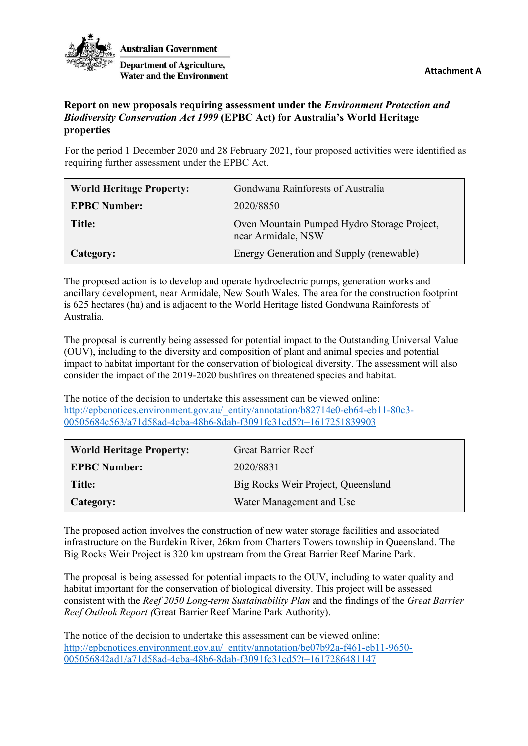Australian Government

Department of Agriculture, Water and the Environment

**Attachment A**

**Report on new proposals requiring assessment under the *Environment Protection and Biodiversity Conservation Act 1999* (EPBC Act) for Australia's World Heritage properties**

For the period 1 December 2020 and 28 February 2021, four proposed activities were identified as requiring further assessment under the EPBC Act.

| | |
|---|---|
| **World Heritage Property:** | Gondwana Rainforests of Australia |
| **EPBC Number:** | 2020/8850 |
| **Title:** | Oven Mountain Pumped Hydro Storage Project, near Armidale, NSW |
| **Category:** | Energy Generation and Supply (renewable) |

The proposed action is to develop and operate hydroelectric pumps, generation works and ancillary development, near Armidale, New South Wales. The area for the construction footprint is 625 hectares (ha) and is adjacent to the World Heritage listed Gondwana Rainforests of Australia.

The proposal is currently being assessed for potential impact to the Outstanding Universal Value (OUV), including to the diversity and composition of plant and animal species and potential impact to habitat important for the conservation of biological diversity. The assessment will also consider the impact of the 2019-2020 bushfires on threatened species and habitat.

The notice of the decision to undertake this assessment can be viewed online:
http://epbcnotices.environment.gov.au/_entity/annotation/b82714e0-eb64-eb11-80c3-00505684c563/a71d58ad-4cba-48b6-8dab-f3091fc31cd5?t=1617251839903

| | |
|---|---|
| **World Heritage Property:** | Great Barrier Reef |
| **EPBC Number:** | 2020/8831 |
| **Title:** | Big Rocks Weir Project, Queensland |
| **Category:** | Water Management and Use |

The proposed action involves the construction of new water storage facilities and associated infrastructure on the Burdekin River, 26km from Charters Towers township in Queensland. The Big Rocks Weir Project is 320 km upstream from the Great Barrier Reef Marine Park.

The proposal is being assessed for potential impacts to the OUV, including to water quality and habitat important for the conservation of biological diversity. This project will be assessed consistent with the *Reef 2050 Long-term Sustainability Plan* and the findings of the *Great Barrier Reef Outlook Report (*Great Barrier Reef Marine Park Authority).

The notice of the decision to undertake this assessment can be viewed online:
http://epbcnotices.environment.gov.au/_entity/annotation/be07b92a-f461-eb11-9650-005056842ad1/a71d58ad-4cba-48b6-8dab-f3091fc31cd5?t=1617286481147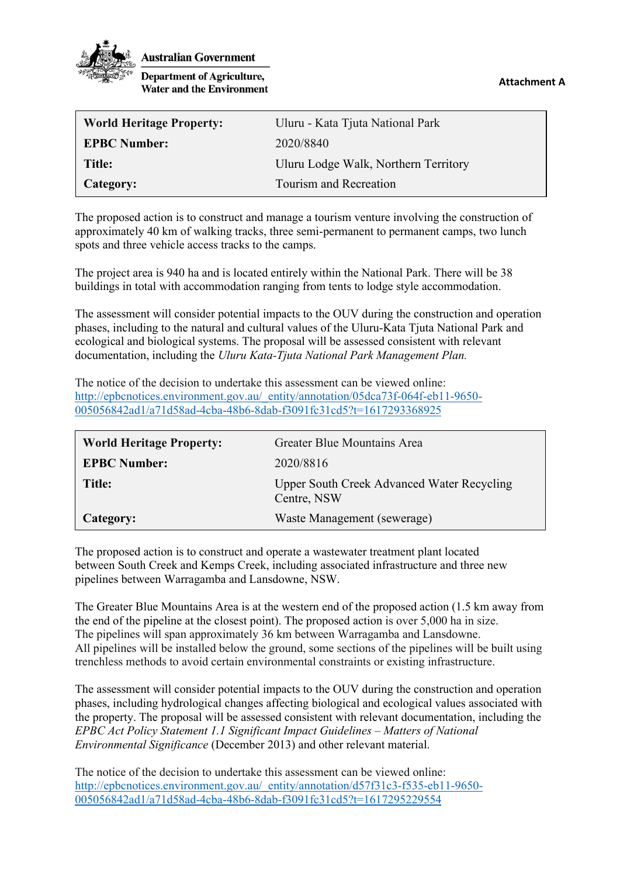Australian Government
Department of Agriculture, Water and the Environment

**Attachment A**

| | |
|---|---|
| **World Heritage Property:** | Uluru - Kata Tjuta National Park |
| **EPBC Number:** | 2020/8840 |
| **Title:** | Uluru Lodge Walk, Northern Territory |
| **Category:** | Tourism and Recreation |

The proposed action is to construct and manage a tourism venture involving the construction of approximately 40 km of walking tracks, three semi-permanent to permanent camps, two lunch spots and three vehicle access tracks to the camps.

The project area is 940 ha and is located entirely within the National Park. There will be 38 buildings in total with accommodation ranging from tents to lodge style accommodation.

The assessment will consider potential impacts to the OUV during the construction and operation phases, including to the natural and cultural values of the Uluru-Kata Tjuta National Park and ecological and biological systems. The proposal will be assessed consistent with relevant documentation, including the *Uluru Kata-Tjuta National Park Management Plan.*

The notice of the decision to undertake this assessment can be viewed online:
http://epbcnotices.environment.gov.au/_entity/annotation/05dca73f-064f-eb11-9650-005056842ad1/a71d58ad-4cba-48b6-8dab-f3091fc31cd5?t=1617293368925

| | |
|---|---|
| **World Heritage Property:** | Greater Blue Mountains Area |
| **EPBC Number:** | 2020/8816 |
| **Title:** | Upper South Creek Advanced Water Recycling Centre, NSW |
| **Category:** | Waste Management (sewerage) |

The proposed action is to construct and operate a wastewater treatment plant located between South Creek and Kemps Creek, including associated infrastructure and three new pipelines between Warragamba and Lansdowne, NSW.

The Greater Blue Mountains Area is at the western end of the proposed action (1.5 km away from the end of the pipeline at the closest point). The proposed action is over 5,000 ha in size. The pipelines will span approximately 36 km between Warragamba and Lansdowne. All pipelines will be installed below the ground, some sections of the pipelines will be built using trenchless methods to avoid certain environmental constraints or existing infrastructure.

The assessment will consider potential impacts to the OUV during the construction and operation phases, including hydrological changes affecting biological and ecological values associated with the property. The proposal will be assessed consistent with relevant documentation, including the *EPBC Act Policy Statement 1.1 Significant Impact Guidelines – Matters of National Environmental Significance* (December 2013) and other relevant material.

The notice of the decision to undertake this assessment can be viewed online:
http://epbcnotices.environment.gov.au/_entity/annotation/d57f31c3-f535-eb11-9650-005056842ad1/a71d58ad-4cba-48b6-8dab-f3091fc31cd5?t=1617295229554